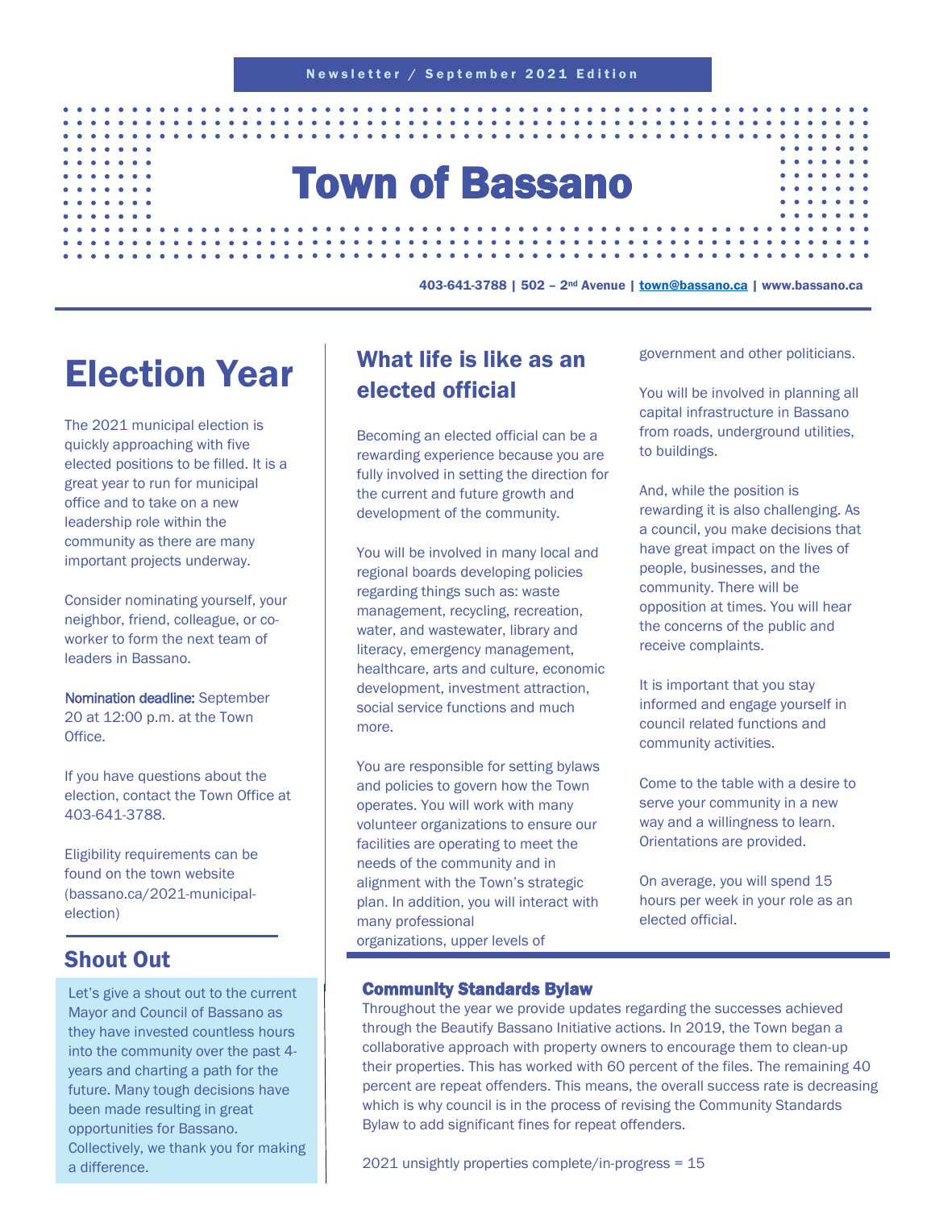Newsletter / September 2021 Edition

# Town of Bassano

403-641-3788 | 502 – 2nd Avenue | town@bassano.ca | www.bassano.ca

## Election Year

The 2021 municipal election is quickly approaching with five elected positions to be filled. It is a great year to run for municipal office and to take on a new leadership role within the community as there are many important projects underway.

Consider nominating yourself, your neighbor, friend, colleague, or co-worker to form the next team of leaders in Bassano.

**Nomination deadline:** September 20 at 12:00 p.m. at the Town Office.

If you have questions about the election, contact the Town Office at 403-641-3788.

Eligibility requirements can be found on the town website (bassano.ca/2021-municipal-election)

## Shout Out

Let's give a shout out to the current Mayor and Council of Bassano as they have invested countless hours into the community over the past 4-years and charting a path for the future. Many tough decisions have been made resulting in great opportunities for Bassano. Collectively, we thank you for making a difference.

## What life is like as an elected official

Becoming an elected official can be a rewarding experience because you are fully involved in setting the direction for the current and future growth and development of the community.

You will be involved in many local and regional boards developing policies regarding things such as: waste management, recycling, recreation, water, and wastewater, library and literacy, emergency management, healthcare, arts and culture, economic development, investment attraction, social service functions and much more.

You are responsible for setting bylaws and policies to govern how the Town operates. You will work with many volunteer organizations to ensure our facilities are operating to meet the needs of the community and in alignment with the Town's strategic plan. In addition, you will interact with many professional organizations, upper levels of government and other politicians.

You will be involved in planning all capital infrastructure in Bassano from roads, underground utilities, to buildings.

And, while the position is rewarding it is also challenging. As a council, you make decisions that have great impact on the lives of people, businesses, and the community. There will be opposition at times. You will hear the concerns of the public and receive complaints.

It is important that you stay informed and engage yourself in council related functions and community activities.

Come to the table with a desire to serve your community in a new way and a willingness to learn. Orientations are provided.

On average, you will spend 15 hours per week in your role as an elected official.

### Community Standards Bylaw

Throughout the year we provide updates regarding the successes achieved through the Beautify Bassano Initiative actions. In 2019, the Town began a collaborative approach with property owners to encourage them to clean-up their properties. This has worked with 60 percent of the files. The remaining 40 percent are repeat offenders. This means, the overall success rate is decreasing which is why council is in the process of revising the Community Standards Bylaw to add significant fines for repeat offenders.

2021 unsightly properties complete/in-progress = 15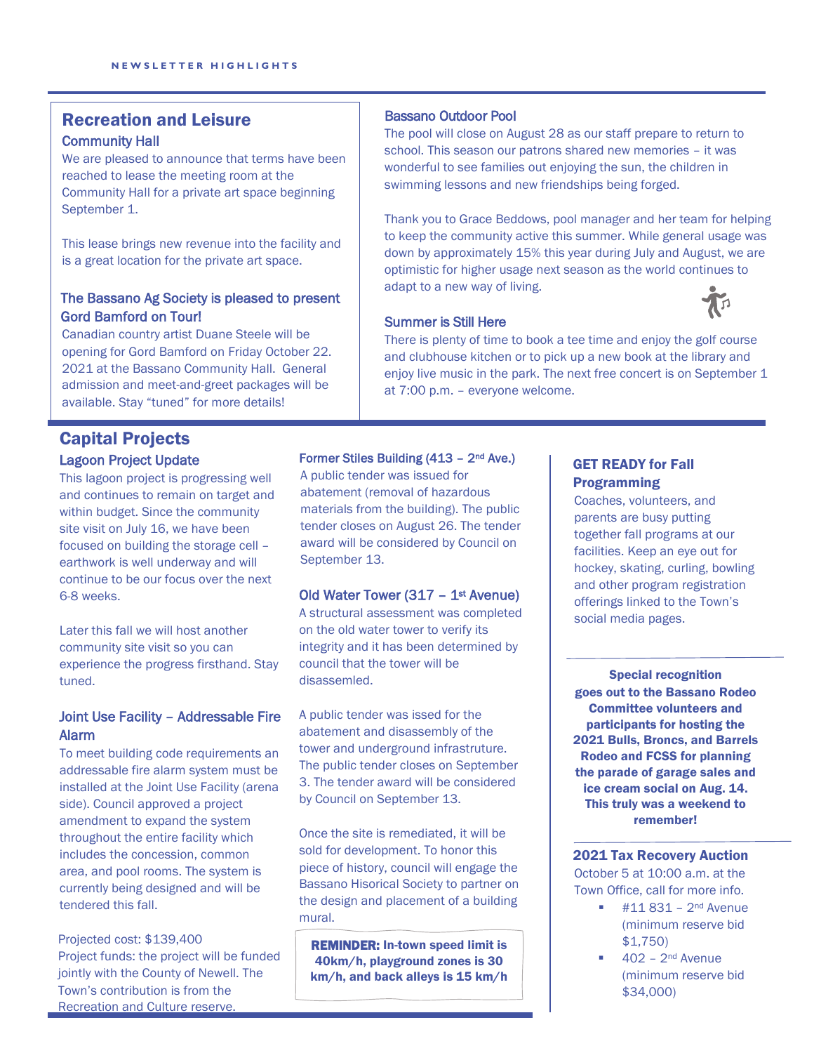## Recreation and Leisure

### Community Hall

We are pleased to announce that terms have been reached to lease the meeting room at the Community Hall for a private art space beginning September 1.

This lease brings new revenue into the facility and is a great location for the private art space.

### The Bassano Ag Society is pleased to present Gord Bamford on Tour!

Canadian country artist Duane Steele will be opening for Gord Bamford on Friday October 22. 2021 at the Bassano Community Hall. General admission and meet-and-greet packages will be available. Stay "tuned" for more details!

### Bassano Outdoor Pool

The pool will close on August 28 as our staff prepare to return to school. This season our patrons shared new memories – it was wonderful to see families out enjoying the sun, the children in swimming lessons and new friendships being forged.

Thank you to Grace Beddows, pool manager and her team for helping to keep the community active this summer. While general usage was down by approximately 15% this year during July and August, we are optimistic for higher usage next season as the world continues to adapt to a new way of living.

### Summer is Still Here

There is plenty of time to book a tee time and enjoy the golf course and clubhouse kitchen or to pick up a new book at the library and enjoy live music in the park. The next free concert is on September 1 at 7:00 p.m. – everyone welcome.

## Capital Projects

### Lagoon Project Update

This lagoon project is progressing well and continues to remain on target and within budget. Since the community site visit on July 16, we have been focused on building the storage cell – earthwork is well underway and will continue to be our focus over the next 6-8 weeks.

Later this fall we will host another community site visit so you can experience the progress firsthand. Stay tuned.

### Joint Use Facility – Addressable Fire Alarm

To meet building code requirements an addressable fire alarm system must be installed at the Joint Use Facility (arena side). Council approved a project amendment to expand the system throughout the entire facility which includes the concession, common area, and pool rooms. The system is currently being designed and will be tendered this fall.

Projected cost: $139,400
Project funds: the project will be funded jointly with the County of Newell. The Town's contribution is from the Recreation and Culture reserve.

### Former Stiles Building (413 – 2nd Ave.)

A public tender was issued for abatement (removal of hazardous materials from the building). The public tender closes on August 26. The tender award will be considered by Council on September 13.

### Old Water Tower (317 – 1st Avenue)

A structural assessment was completed on the old water tower to verify its integrity and it has been determined by council that the tower will be disassemled.

A public tender was issed for the abatement and disassembly of the tower and underground infrastruture. The public tender closes on September 3. The tender award will be considered by Council on September 13.

Once the site is remediated, it will be sold for development. To honor this piece of history, council will engage the Bassano Hisorical Society to partner on the design and placement of a building mural.

**REMINDER: In-town speed limit is 40km/h, playground zones is 30 km/h, and back alleys is 15 km/h**

### GET READY for Fall Programming

Coaches, volunteers, and parents are busy putting together fall programs at our facilities. Keep an eye out for hockey, skating, curling, bowling and other program registration offerings linked to the Town's social media pages.

**Special recognition goes out to the Bassano Rodeo Committee volunteers and participants for hosting the 2021 Bulls, Broncs, and Barrels Rodeo and FCSS for planning the parade of garage sales and ice cream social on Aug. 14. This truly was a weekend to remember!**

### 2021 Tax Recovery Auction

October 5 at 10:00 a.m. at the Town Office, call for more info.

- #11 831 – 2nd Avenue (minimum reserve bid $1,750)
- 402 – 2nd Avenue (minimum reserve bid $34,000)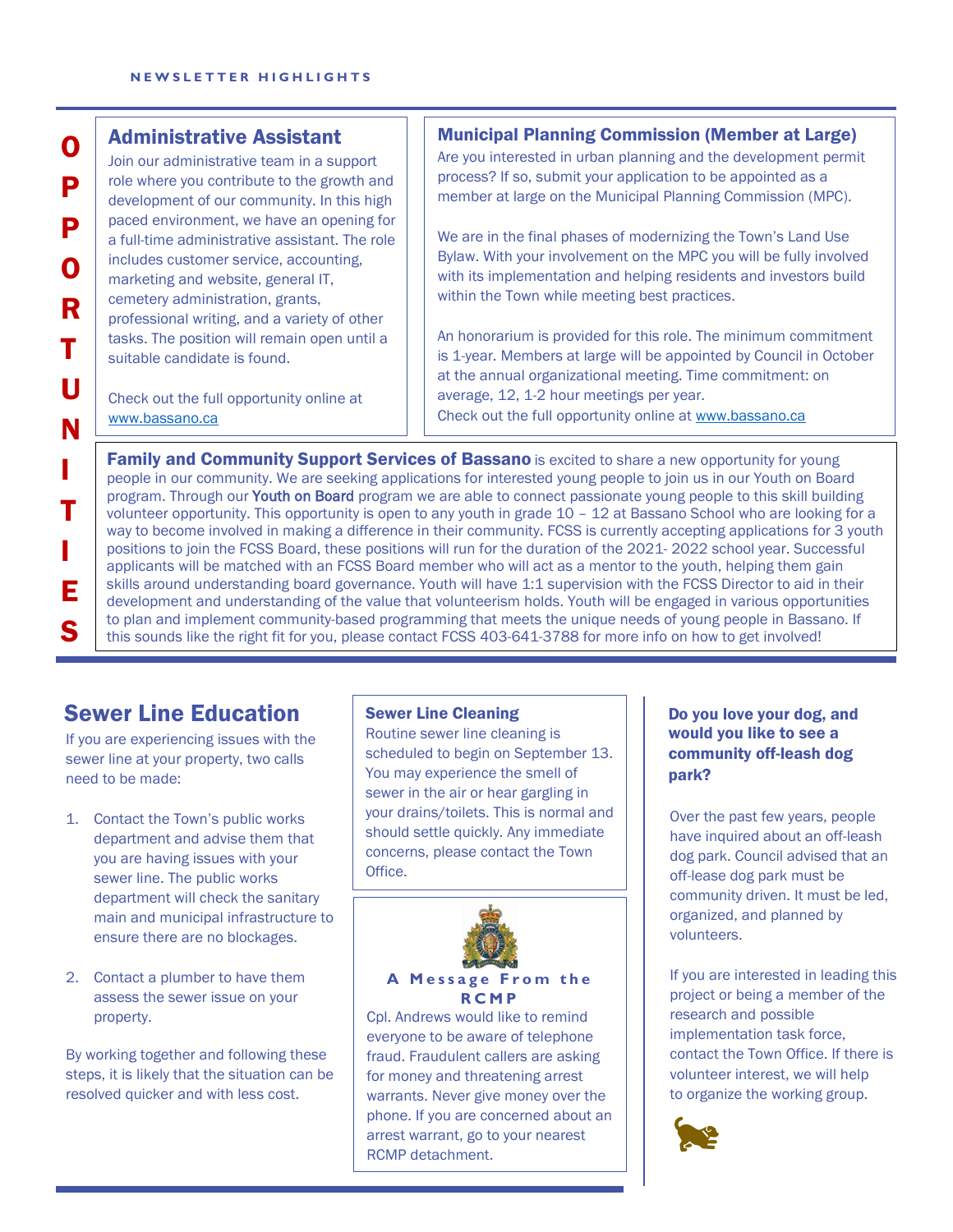**NEWSLETTER HIGHLIGHTS**

# OPPORTUNITIES

## Administrative Assistant

Join our administrative team in a support role where you contribute to the growth and development of our community. In this high paced environment, we have an opening for a full-time administrative assistant. The role includes customer service, accounting, marketing and website, general IT, cemetery administration, grants, professional writing, and a variety of other tasks. The position will remain open until a suitable candidate is found.

Check out the full opportunity online at www.bassano.ca

## Municipal Planning Commission (Member at Large)

Are you interested in urban planning and the development permit process? If so, submit your application to be appointed as a member at large on the Municipal Planning Commission (MPC).

We are in the final phases of modernizing the Town's Land Use Bylaw. With your involvement on the MPC you will be fully involved with its implementation and helping residents and investors build within the Town while meeting best practices.

An honorarium is provided for this role. The minimum commitment is 1-year. Members at large will be appointed by Council in October at the annual organizational meeting. Time commitment: on average, 12, 1-2 hour meetings per year.
Check out the full opportunity online at www.bassano.ca

**Family and Community Support Services of Bassano** is excited to share a new opportunity for young people in our community. We are seeking applications for interested young people to join us in our Youth on Board program. Through our Youth on Board program we are able to connect passionate young people to this skill building volunteer opportunity. This opportunity is open to any youth in grade 10 – 12 at Bassano School who are looking for a way to become involved in making a difference in their community. FCSS is currently accepting applications for 3 youth positions to join the FCSS Board, these positions will run for the duration of the 2021- 2022 school year. Successful applicants will be matched with an FCSS Board member who will act as a mentor to the youth, helping them gain skills around understanding board governance. Youth will have 1:1 supervision with the FCSS Director to aid in their development and understanding of the value that volunteerism holds. Youth will be engaged in various opportunities to plan and implement community-based programming that meets the unique needs of young people in Bassano. If this sounds like the right fit for you, please contact FCSS 403-641-3788 for more info on how to get involved!

## Sewer Line Education

If you are experiencing issues with the sewer line at your property, two calls need to be made:

1. Contact the Town's public works department and advise them that you are having issues with your sewer line. The public works department will check the sanitary main and municipal infrastructure to ensure there are no blockages.

2. Contact a plumber to have them assess the sewer issue on your property.

By working together and following these steps, it is likely that the situation can be resolved quicker and with less cost.

### Sewer Line Cleaning

Routine sewer line cleaning is scheduled to begin on September 13. You may experience the smell of sewer in the air or hear gargling in your drains/toilets. This is normal and should settle quickly. Any immediate concerns, please contact the Town Office.

### A Message From the RCMP

Cpl. Andrews would like to remind everyone to be aware of telephone fraud. Fraudulent callers are asking for money and threatening arrest warrants. Never give money over the phone. If you are concerned about an arrest warrant, go to your nearest RCMP detachment.

### Do you love your dog, and would you like to see a community off-leash dog park?

Over the past few years, people have inquired about an off-leash dog park. Council advised that an off-lease dog park must be community driven. It must be led, organized, and planned by volunteers.

If you are interested in leading this project or being a member of the research and possible implementation task force, contact the Town Office. If there is volunteer interest, we will help to organize the working group.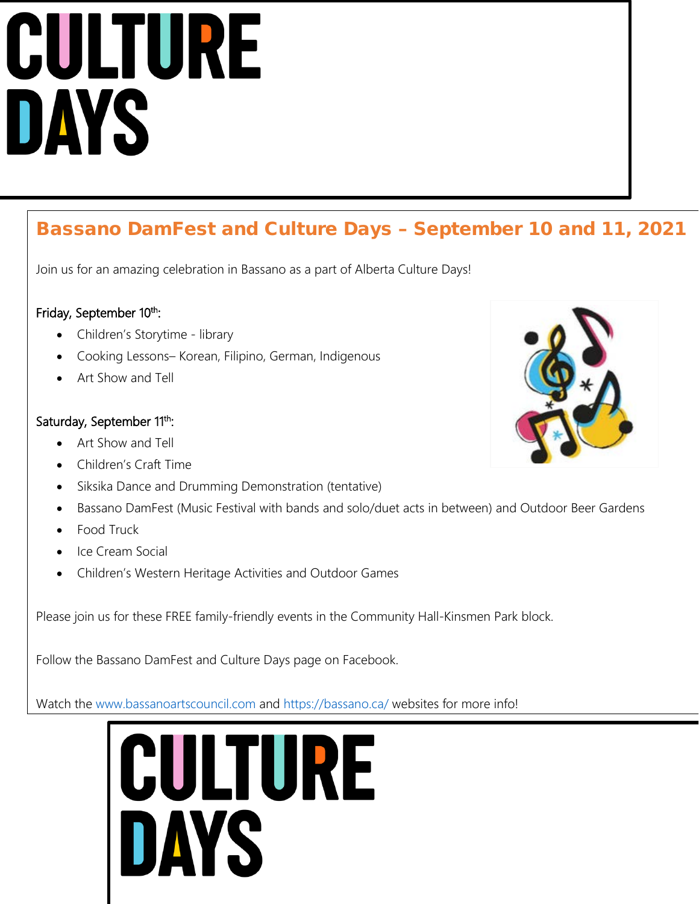# CULTURE DAYS

## Bassano DamFest and Culture Days – September 10 and 11, 2021

Join us for an amazing celebration in Bassano as a part of Alberta Culture Days!

Friday, September 10th:

- Children's Storytime - library
- Cooking Lessons– Korean, Filipino, German, Indigenous
- Art Show and Tell

Saturday, September 11th:

- Art Show and Tell
- Children's Craft Time
- Siksika Dance and Drumming Demonstration (tentative)
- Bassano DamFest (Music Festival with bands and solo/duet acts in between) and Outdoor Beer Gardens
- Food Truck
- Ice Cream Social
- Children's Western Heritage Activities and Outdoor Games

Please join us for these FREE family-friendly events in the Community Hall-Kinsmen Park block.

Follow the Bassano DamFest and Culture Days page on Facebook.

Watch the www.bassanoartscouncil.com and https://bassano.ca/ websites for more info!

# CULTURE DAYS